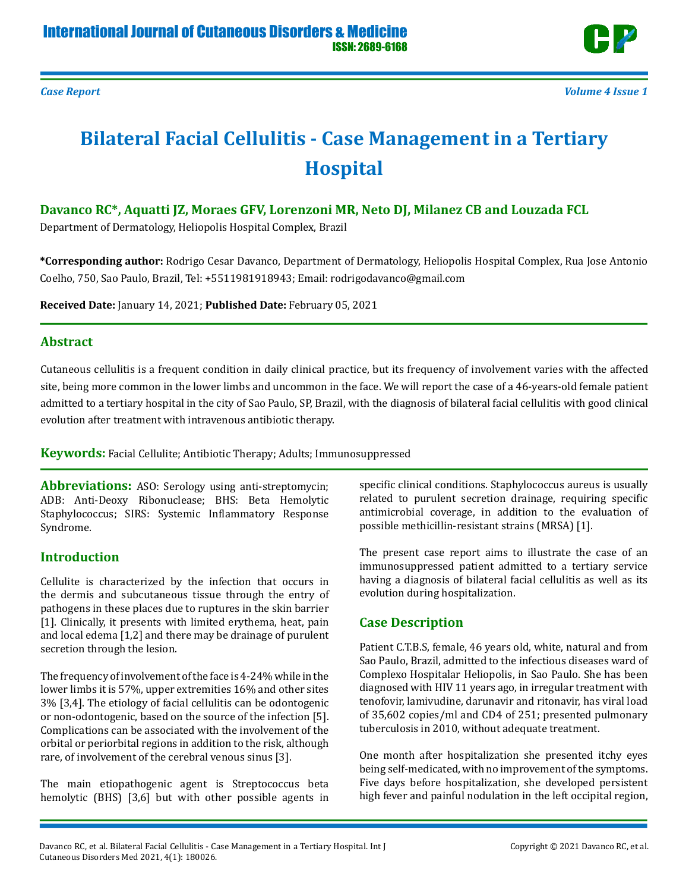# Bilateral Facial Cellulitis - Case Management in a Tertiary Hospital

**Davanco RC*, Aquatti JZ, Moraes GFV, Lorenzoni MR, Neto DJ, Milanez CB and Louzada FCL**

Department of Dermatology, Heliopolis Hospital Complex, Brazil

***Corresponding author:** Rodrigo Cesar Davanco, Department of Dermatology, Heliopolis Hospital Complex, Rua Jose Antonio Coelho, 750, Sao Paulo, Brazil, Tel: +5511981918943; Email: rodrigodavanco@gmail.com

**Received Date:** January 14, 2021; **Published Date:** February 05, 2021

## Abstract

Cutaneous cellulitis is a frequent condition in daily clinical practice, but its frequency of involvement varies with the affected site, being more common in the lower limbs and uncommon in the face. We will report the case of a 46-years-old female patient admitted to a tertiary hospital in the city of Sao Paulo, SP, Brazil, with the diagnosis of bilateral facial cellulitis with good clinical evolution after treatment with intravenous antibiotic therapy.

**Keywords:** Facial Cellulite; Antibiotic Therapy; Adults; Immunosuppressed

**Abbreviations:** ASO: Serology using anti-streptomycin; ADB: Anti-Deoxy Ribonuclease; BHS: Beta Hemolytic Staphylococcus; SIRS: Systemic Inflammatory Response Syndrome.

## Introduction

Cellulite is characterized by the infection that occurs in the dermis and subcutaneous tissue through the entry of pathogens in these places due to ruptures in the skin barrier [1]. Clinically, it presents with limited erythema, heat, pain and local edema [1,2] and there may be drainage of purulent secretion through the lesion.

The frequency of involvement of the face is 4-24% while in the lower limbs it is 57%, upper extremities 16% and other sites 3% [3,4]. The etiology of facial cellulitis can be odontogenic or non-odontogenic, based on the source of the infection [5]. Complications can be associated with the involvement of the orbital or periorbital regions in addition to the risk, although rare, of involvement of the cerebral venous sinus [3].

The main etiopathogenic agent is Streptococcus beta hemolytic (BHS) [3,6] but with other possible agents in specific clinical conditions. Staphylococcus aureus is usually related to purulent secretion drainage, requiring specific antimicrobial coverage, in addition to the evaluation of possible methicillin-resistant strains (MRSA) [1].

The present case report aims to illustrate the case of an immunosuppressed patient admitted to a tertiary service having a diagnosis of bilateral facial cellulitis as well as its evolution during hospitalization.

## Case Description

Patient C.T.B.S, female, 46 years old, white, natural and from Sao Paulo, Brazil, admitted to the infectious diseases ward of Complexo Hospitalar Heliopolis, in Sao Paulo. She has been diagnosed with HIV 11 years ago, in irregular treatment with tenofovir, lamivudine, darunavir and ritonavir, has viral load of 35,602 copies/ml and CD4 of 251; presented pulmonary tuberculosis in 2010, without adequate treatment.

One month after hospitalization she presented itchy eyes being self-medicated, with no improvement of the symptoms. Five days before hospitalization, she developed persistent high fever and painful nodulation in the left occipital region,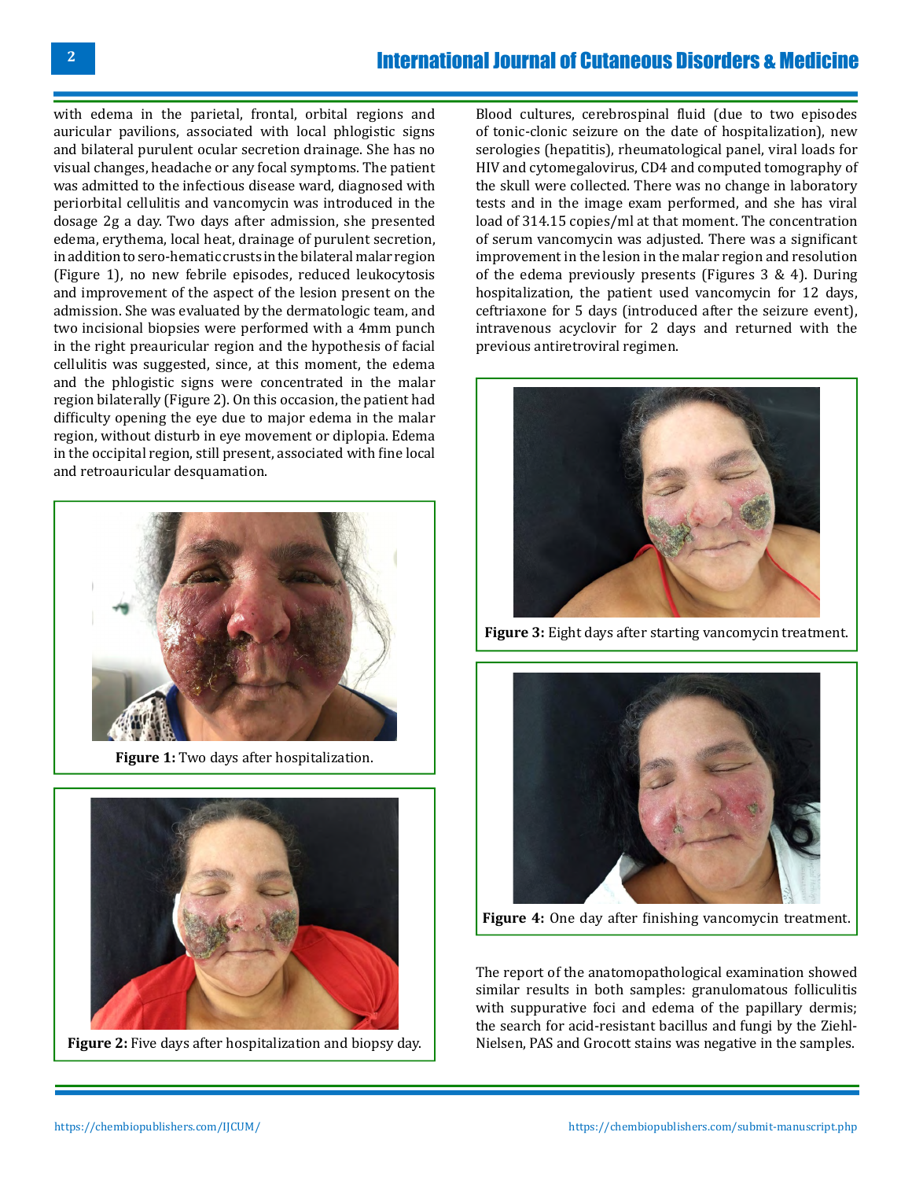with edema in the parietal, frontal, orbital regions and auricular pavilions, associated with local phlogistic signs and bilateral purulent ocular secretion drainage. She has no visual changes, headache or any focal symptoms. The patient was admitted to the infectious disease ward, diagnosed with periorbital cellulitis and vancomycin was introduced in the dosage 2g a day. Two days after admission, she presented edema, erythema, local heat, drainage of purulent secretion, in addition to sero-hematic crusts in the bilateral malar region (Figure 1), no new febrile episodes, reduced leukocytosis and improvement of the aspect of the lesion present on the admission. She was evaluated by the dermatologic team, and two incisional biopsies were performed with a 4mm punch in the right preauricular region and the hypothesis of facial cellulitis was suggested, since, at this moment, the edema and the phlogistic signs were concentrated in the malar region bilaterally (Figure 2). On this occasion, the patient had difficulty opening the eye due to major edema in the malar region, without disturb in eye movement or diplopia. Edema in the occipital region, still present, associated with fine local and retroauricular desquamation.

**Figure 1:** Two days after hospitalization.

**Figure 2:** Five days after hospitalization and biopsy day.

Blood cultures, cerebrospinal fluid (due to two episodes of tonic-clonic seizure on the date of hospitalization), new serologies (hepatitis), rheumatological panel, viral loads for HIV and cytomegalovirus, CD4 and computed tomography of the skull were collected. There was no change in laboratory tests and in the image exam performed, and she has viral load of 314.15 copies/ml at that moment. The concentration of serum vancomycin was adjusted. There was a significant improvement in the lesion in the malar region and resolution of the edema previously presents (Figures 3 & 4). During hospitalization, the patient used vancomycin for 12 days, ceftriaxone for 5 days (introduced after the seizure event), intravenous acyclovir for 2 days and returned with the previous antiretroviral regimen.

**Figure 3:** Eight days after starting vancomycin treatment.

**Figure 4:** One day after finishing vancomycin treatment.

The report of the anatomopathological examination showed similar results in both samples: granulomatous folliculitis with suppurative foci and edema of the papillary dermis; the search for acid-resistant bacillus and fungi by the Ziehl-Nielsen, PAS and Grocott stains was negative in the samples.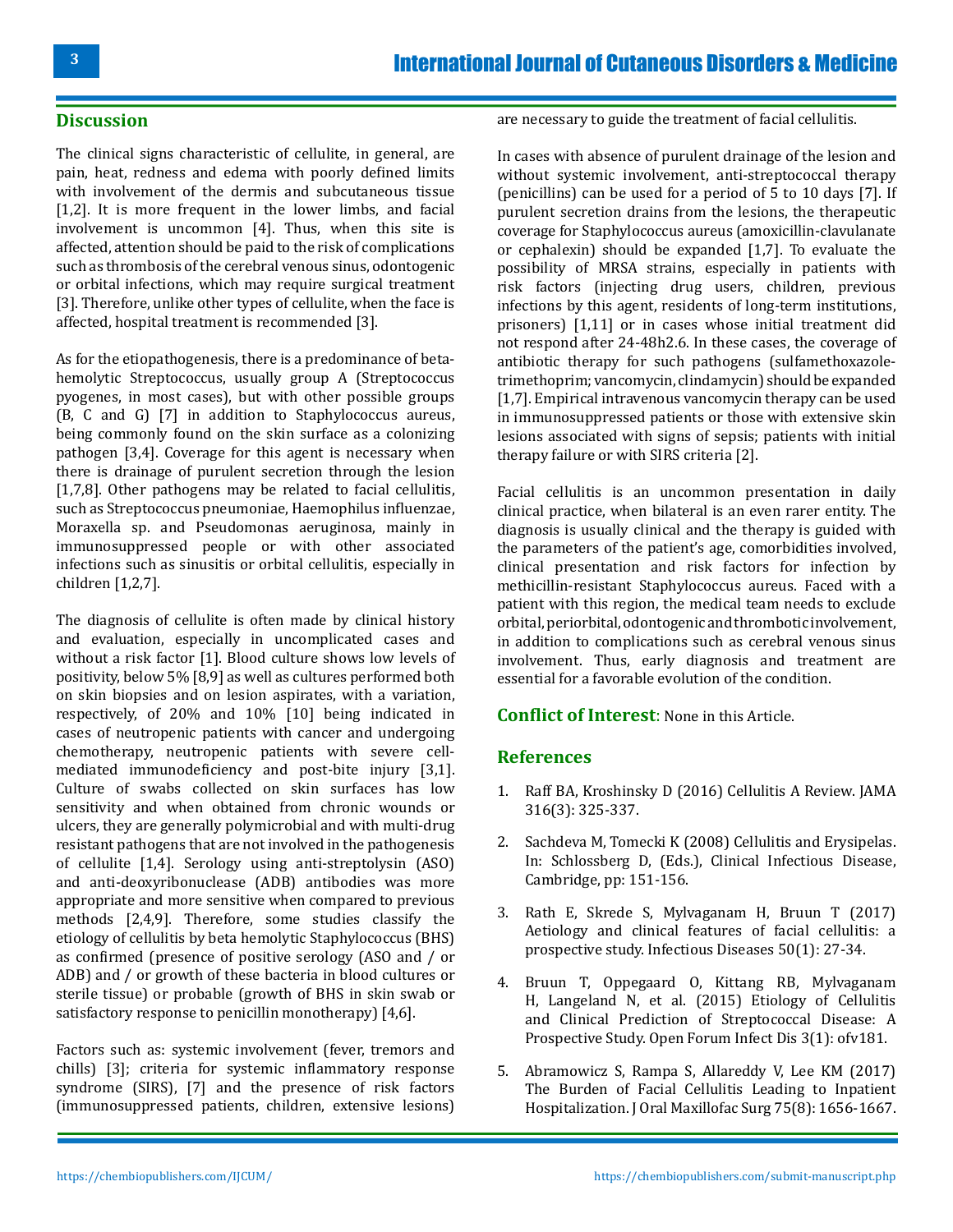## Discussion

The clinical signs characteristic of cellulite, in general, are pain, heat, redness and edema with poorly defined limits with involvement of the dermis and subcutaneous tissue [1,2]. It is more frequent in the lower limbs, and facial involvement is uncommon [4]. Thus, when this site is affected, attention should be paid to the risk of complications such as thrombosis of the cerebral venous sinus, odontogenic or orbital infections, which may require surgical treatment [3]. Therefore, unlike other types of cellulite, when the face is affected, hospital treatment is recommended [3].

As for the etiopathogenesis, there is a predominance of beta-hemolytic Streptococcus, usually group A (Streptococcus pyogenes, in most cases), but with other possible groups (B, C and G) [7] in addition to Staphylococcus aureus, being commonly found on the skin surface as a colonizing pathogen [3,4]. Coverage for this agent is necessary when there is drainage of purulent secretion through the lesion [1,7,8]. Other pathogens may be related to facial cellulitis, such as Streptococcus pneumoniae, Haemophilus influenzae, Moraxella sp. and Pseudomonas aeruginosa, mainly in immunosuppressed people or with other associated infections such as sinusitis or orbital cellulitis, especially in children [1,2,7].

The diagnosis of cellulite is often made by clinical history and evaluation, especially in uncomplicated cases and without a risk factor [1]. Blood culture shows low levels of positivity, below 5% [8,9] as well as cultures performed both on skin biopsies and on lesion aspirates, with a variation, respectively, of 20% and 10% [10] being indicated in cases of neutropenic patients with cancer and undergoing chemotherapy, neutropenic patients with severe cell-mediated immunodeficiency and post-bite injury [3,1]. Culture of swabs collected on skin surfaces has low sensitivity and when obtained from chronic wounds or ulcers, they are generally polymicrobial and with multi-drug resistant pathogens that are not involved in the pathogenesis of cellulite [1,4]. Serology using anti-streptolysin (ASO) and anti-deoxyribonuclease (ADB) antibodies was more appropriate and more sensitive when compared to previous methods [2,4,9]. Therefore, some studies classify the etiology of cellulitis by beta hemolytic Staphylococcus (BHS) as confirmed (presence of positive serology (ASO and / or ADB) and / or growth of these bacteria in blood cultures or sterile tissue) or probable (growth of BHS in skin swab or satisfactory response to penicillin monotherapy) [4,6].

Factors such as: systemic involvement (fever, tremors and chills) [3]; criteria for systemic inflammatory response syndrome (SIRS), [7] and the presence of risk factors (immunosuppressed patients, children, extensive lesions) are necessary to guide the treatment of facial cellulitis.

In cases with absence of purulent drainage of the lesion and without systemic involvement, anti-streptococcal therapy (penicillins) can be used for a period of 5 to 10 days [7]. If purulent secretion drains from the lesions, the therapeutic coverage for Staphylococcus aureus (amoxicillin-clavulanate or cephalexin) should be expanded [1,7]. To evaluate the possibility of MRSA strains, especially in patients with risk factors (injecting drug users, children, previous infections by this agent, residents of long-term institutions, prisoners) [1,11] or in cases whose initial treatment did not respond after 24-48h2.6. In these cases, the coverage of antibiotic therapy for such pathogens (sulfamethoxazole-trimethoprim; vancomycin, clindamycin) should be expanded [1,7]. Empirical intravenous vancomycin therapy can be used in immunosuppressed patients or those with extensive skin lesions associated with signs of sepsis; patients with initial therapy failure or with SIRS criteria [2].

Facial cellulitis is an uncommon presentation in daily clinical practice, when bilateral is an even rarer entity. The diagnosis is usually clinical and the therapy is guided with the parameters of the patient's age, comorbidities involved, clinical presentation and risk factors for infection by methicillin-resistant Staphylococcus aureus. Faced with a patient with this region, the medical team needs to exclude orbital, periorbital, odontogenic and thrombotic involvement, in addition to complications such as cerebral venous sinus involvement. Thus, early diagnosis and treatment are essential for a favorable evolution of the condition.

**Conflict of Interest**: None in this Article.

## References

1. Raff BA, Kroshinsky D (2016) Cellulitis A Review. JAMA 316(3): 325-337.
2. Sachdeva M, Tomecki K (2008) Cellulitis and Erysipelas. In: Schlossberg D, (Eds.), Clinical Infectious Disease, Cambridge, pp: 151-156.
3. Rath E, Skrede S, Mylvaganam H, Bruun T (2017) Aetiology and clinical features of facial cellulitis: a prospective study. Infectious Diseases 50(1): 27-34.
4. Bruun T, Oppegaard O, Kittang RB, Mylvaganam H, Langeland N, et al. (2015) Etiology of Cellulitis and Clinical Prediction of Streptococcal Disease: A Prospective Study. Open Forum Infect Dis 3(1): ofv181.
5. Abramowicz S, Rampa S, Allareddy V, Lee KM (2017) The Burden of Facial Cellulitis Leading to Inpatient Hospitalization. J Oral Maxillofac Surg 75(8): 1656-1667.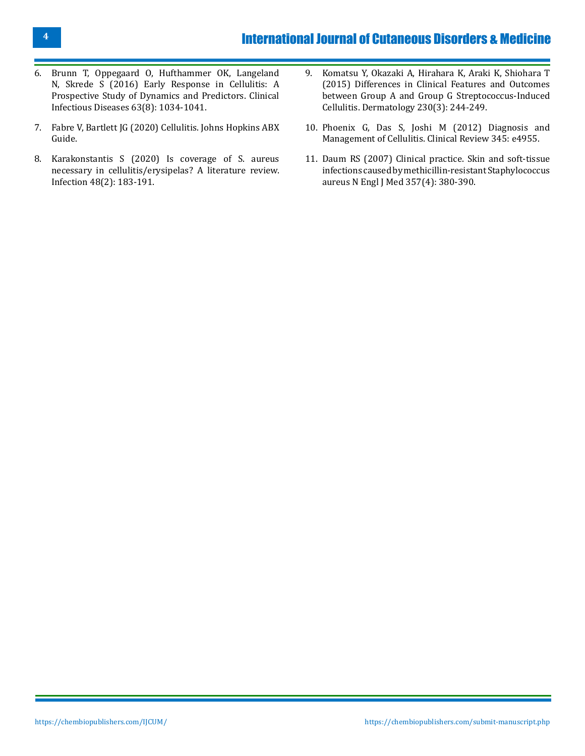6. Brunn T, Oppegaard O, Hufthammer OK, Langeland N, Skrede S (2016) Early Response in Cellulitis: A Prospective Study of Dynamics and Predictors. Clinical Infectious Diseases 63(8): 1034-1041.

7. Fabre V, Bartlett JG (2020) Cellulitis. Johns Hopkins ABX Guide.

8. Karakonstantis S (2020) Is coverage of S. aureus necessary in cellulitis/erysipelas? A literature review. Infection 48(2): 183-191.

9. Komatsu Y, Okazaki A, Hirahara K, Araki K, Shiohara T (2015) Differences in Clinical Features and Outcomes between Group A and Group G Streptococcus-Induced Cellulitis. Dermatology 230(3): 244-249.

10. Phoenix G, Das S, Joshi M (2012) Diagnosis and Management of Cellulitis. Clinical Review 345: e4955.

11. Daum RS (2007) Clinical practice. Skin and soft-tissue infections caused by methicillin-resistant Staphylococcus aureus N Engl J Med 357(4): 380-390.